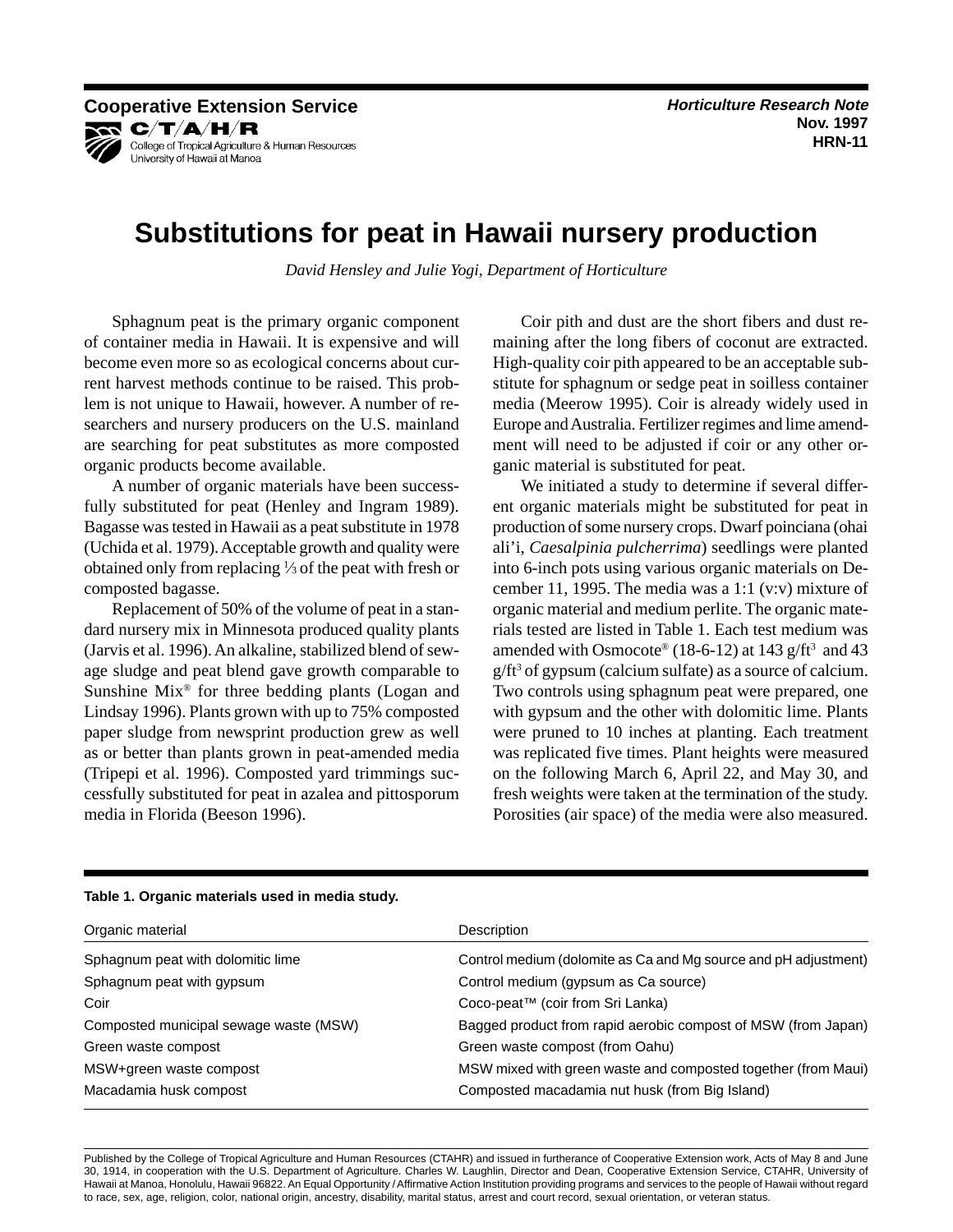**Cooperative Extension Service**
C/T/A/H/R
College of Tropical Agriculture & Human Resources
University of Hawaii at Manoa

***Horticulture Research Note***
**Nov. 1997**
**HRN-11**

# Substitutions for peat in Hawaii nursery production

*David Hensley and Julie Yogi, Department of Horticulture*

Sphagnum peat is the primary organic component of container media in Hawaii. It is expensive and will become even more so as ecological concerns about current harvest methods continue to be raised. This problem is not unique to Hawaii, however. A number of researchers and nursery producers on the U.S. mainland are searching for peat substitutes as more composted organic products become available.

A number of organic materials have been successfully substituted for peat (Henley and Ingram 1989). Bagasse was tested in Hawaii as a peat substitute in 1978 (Uchida et al. 1979). Acceptable growth and quality were obtained only from replacing ⅓ of the peat with fresh or composted bagasse.

Replacement of 50% of the volume of peat in a standard nursery mix in Minnesota produced quality plants (Jarvis et al. 1996). An alkaline, stabilized blend of sewage sludge and peat blend gave growth comparable to Sunshine Mix® for three bedding plants (Logan and Lindsay 1996). Plants grown with up to 75% composted paper sludge from newsprint production grew as well as or better than plants grown in peat-amended media (Tripepi et al. 1996). Composted yard trimmings successfully substituted for peat in azalea and pittosporum media in Florida (Beeson 1996).

Coir pith and dust are the short fibers and dust remaining after the long fibers of coconut are extracted. High-quality coir pith appeared to be an acceptable substitute for sphagnum or sedge peat in soilless container media (Meerow 1995). Coir is already widely used in Europe and Australia. Fertilizer regimes and lime amendment will need to be adjusted if coir or any other organic material is substituted for peat.

We initiated a study to determine if several different organic materials might be substituted for peat in production of some nursery crops. Dwarf poinciana (ohai ali'i, *Caesalpinia pulcherrima*) seedlings were planted into 6-inch pots using various organic materials on December 11, 1995. The media was a 1:1 (v:v) mixture of organic material and medium perlite. The organic materials tested are listed in Table 1. Each test medium was amended with Osmocote® (18-6-12) at 143 g/ft$^3$ and 43 g/ft$^3$ of gypsum (calcium sulfate) as a source of calcium. Two controls using sphagnum peat were prepared, one with gypsum and the other with dolomitic lime. Plants were pruned to 10 inches at planting. Each treatment was replicated five times. Plant heights were measured on the following March 6, April 22, and May 30, and fresh weights were taken at the termination of the study. Porosities (air space) of the media were also measured.

**Table 1. Organic materials used in media study.**

| Organic material | Description |
|---|---|
| Sphagnum peat with dolomitic lime | Control medium (dolomite as Ca and Mg source and pH adjustment) |
| Sphagnum peat with gypsum | Control medium (gypsum as Ca source) |
| Coir | Coco-peat™ (coir from Sri Lanka) |
| Composted municipal sewage waste (MSW) | Bagged product from rapid aerobic compost of MSW (from Japan) |
| Green waste compost | Green waste compost (from Oahu) |
| MSW+green waste compost | MSW mixed with green waste and composted together (from Maui) |
| Macadamia husk compost | Composted macadamia nut husk (from Big Island) |

Published by the College of Tropical Agriculture and Human Resources (CTAHR) and issued in furtherance of Cooperative Extension work, Acts of May 8 and June 30, 1914, in cooperation with the U.S. Department of Agriculture. Charles W. Laughlin, Director and Dean, Cooperative Extension Service, CTAHR, University of Hawaii at Manoa, Honolulu, Hawaii 96822. An Equal Opportunity / Affirmative Action Institution providing programs and services to the people of Hawaii without regard to race, sex, age, religion, color, national origin, ancestry, disability, marital status, arrest and court record, sexual orientation, or veteran status.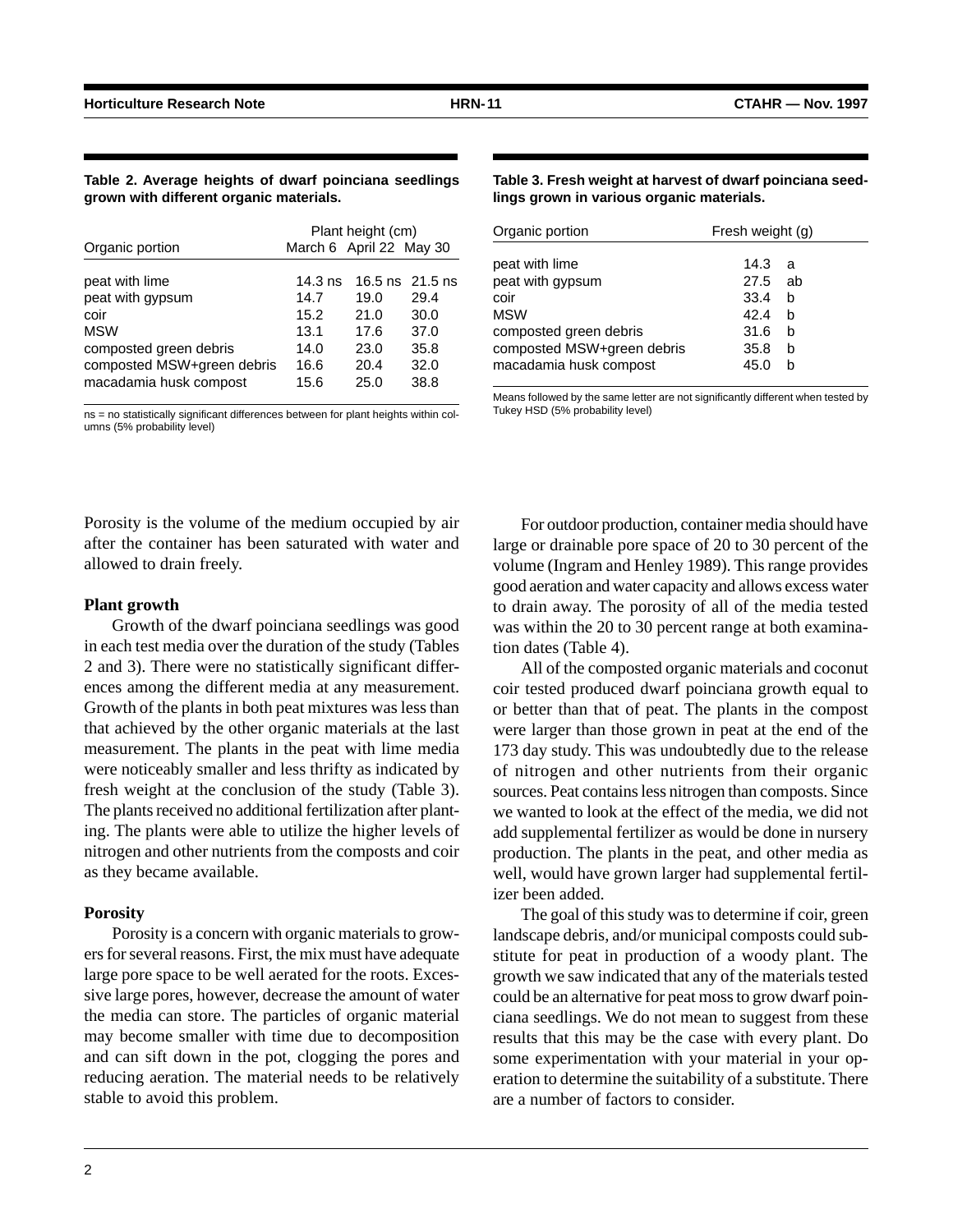**Table 2. Average heights of dwarf poinciana seedlings grown with different organic materials.**

| Organic portion | Plant height (cm) | | |
|---|---|---|---|
| | March 6 | April 22 | May 30 |
| peat with lime | 14.3 ns | 16.5 ns | 21.5 ns |
| peat with gypsum | 14.7 | 19.0 | 29.4 |
| coir | 15.2 | 21.0 | 30.0 |
| MSW | 13.1 | 17.6 | 37.0 |
| composted green debris | 14.0 | 23.0 | 35.8 |
| composted MSW+green debris | 16.6 | 20.4 | 32.0 |
| macadamia husk compost | 15.6 | 25.0 | 38.8 |

ns = no statistically significant differences between for plant heights within columns (5% probability level)

**Table 3. Fresh weight at harvest of dwarf poinciana seedlings grown in various organic materials.**

| Organic portion | Fresh weight (g) | |
|---|---|---|
| peat with lime | 14.3 | a |
| peat with gypsum | 27.5 | ab |
| coir | 33.4 | b |
| MSW | 42.4 | b |
| composted green debris | 31.6 | b |
| composted MSW+green debris | 35.8 | b |
| macadamia husk compost | 45.0 | b |

Means followed by the same letter are not significantly different when tested by Tukey HSD (5% probability level)

Porosity is the volume of the medium occupied by air after the container has been saturated with water and allowed to drain freely.

**Plant growth**

Growth of the dwarf poinciana seedlings was good in each test media over the duration of the study (Tables 2 and 3). There were no statistically significant differences among the different media at any measurement. Growth of the plants in both peat mixtures was less than that achieved by the other organic materials at the last measurement. The plants in the peat with lime media were noticeably smaller and less thrifty as indicated by fresh weight at the conclusion of the study (Table 3). The plants received no additional fertilization after planting. The plants were able to utilize the higher levels of nitrogen and other nutrients from the composts and coir as they became available.

**Porosity**

Porosity is a concern with organic materials to growers for several reasons. First, the mix must have adequate large pore space to be well aerated for the roots. Excessive large pores, however, decrease the amount of water the media can store. The particles of organic material may become smaller with time due to decomposition and can sift down in the pot, clogging the pores and reducing aeration. The material needs to be relatively stable to avoid this problem.

For outdoor production, container media should have large or drainable pore space of 20 to 30 percent of the volume (Ingram and Henley 1989). This range provides good aeration and water capacity and allows excess water to drain away. The porosity of all of the media tested was within the 20 to 30 percent range at both examination dates (Table 4).

All of the composted organic materials and coconut coir tested produced dwarf poinciana growth equal to or better than that of peat. The plants in the compost were larger than those grown in peat at the end of the 173 day study. This was undoubtedly due to the release of nitrogen and other nutrients from their organic sources. Peat contains less nitrogen than composts. Since we wanted to look at the effect of the media, we did not add supplemental fertilizer as would be done in nursery production. The plants in the peat, and other media as well, would have grown larger had supplemental fertilizer been added.

The goal of this study was to determine if coir, green landscape debris, and/or municipal composts could substitute for peat in production of a woody plant. The growth we saw indicated that any of the materials tested could be an alternative for peat moss to grow dwarf poinciana seedlings. We do not mean to suggest from these results that this may be the case with every plant. Do some experimentation with your material in your operation to determine the suitability of a substitute. There are a number of factors to consider.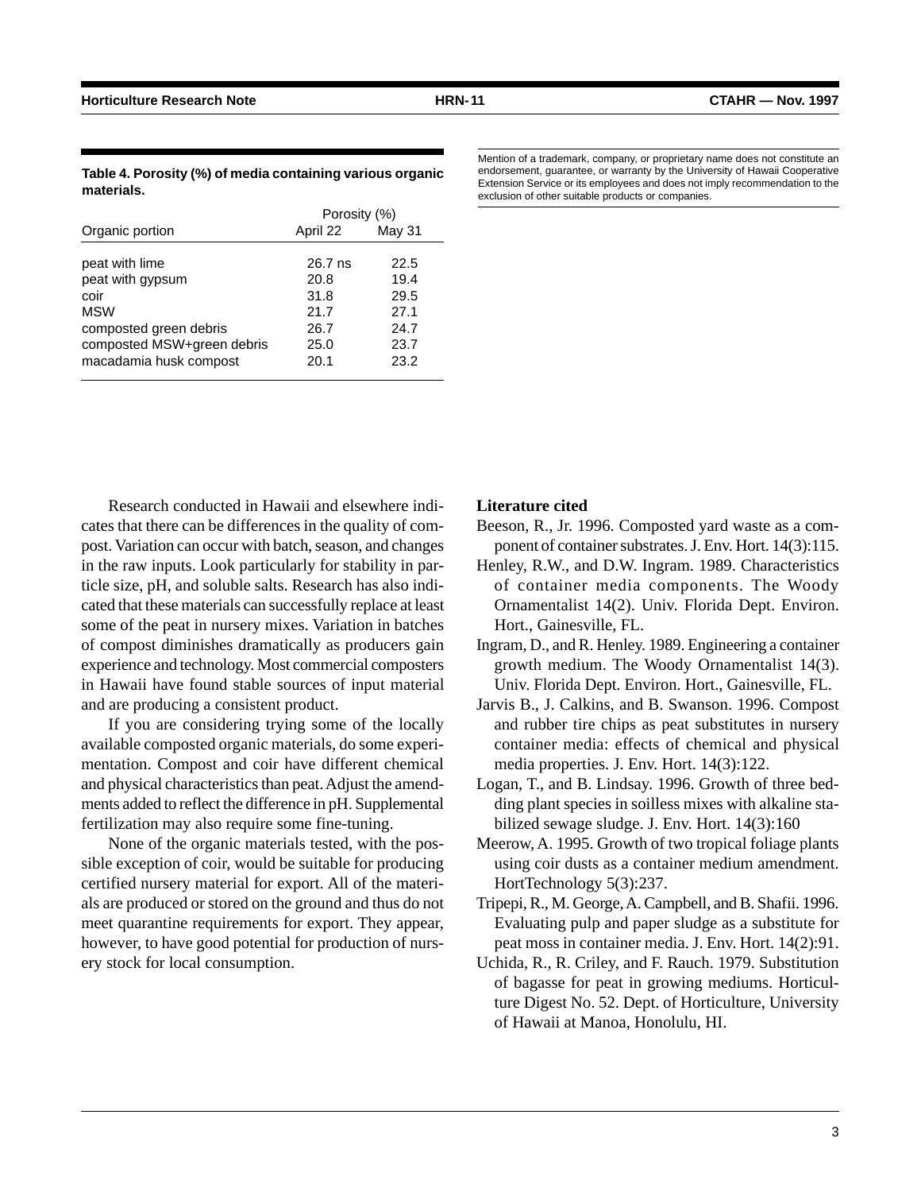**Table 4. Porosity (%) of media containing various organic materials.**

| Organic portion | Porosity (%) | |
|---|---|---|
| | April 22 | May 31 |
| peat with lime | 26.7 ns | 22.5 |
| peat with gypsum | 20.8 | 19.4 |
| coir | 31.8 | 29.5 |
| MSW | 21.7 | 27.1 |
| composted green debris | 26.7 | 24.7 |
| composted MSW+green debris | 25.0 | 23.7 |
| macadamia husk compost | 20.1 | 23.2 |

Research conducted in Hawaii and elsewhere indicates that there can be differences in the quality of compost. Variation can occur with batch, season, and changes in the raw inputs. Look particularly for stability in particle size, pH, and soluble salts. Research has also indicated that these materials can successfully replace at least some of the peat in nursery mixes. Variation in batches of compost diminishes dramatically as producers gain experience and technology. Most commercial composters in Hawaii have found stable sources of input material and are producing a consistent product.

If you are considering trying some of the locally available composted organic materials, do some experimentation. Compost and coir have different chemical and physical characteristics than peat. Adjust the amendments added to reflect the difference in pH. Supplemental fertilization may also require some fine-tuning.

None of the organic materials tested, with the possible exception of coir, would be suitable for producing certified nursery material for export. All of the materials are produced or stored on the ground and thus do not meet quarantine requirements for export. They appear, however, to have good potential for production of nursery stock for local consumption.

Mention of a trademark, company, or proprietary name does not constitute an endorsement, guarantee, or warranty by the University of Hawaii Cooperative Extension Service or its employees and does not imply recommendation to the exclusion of other suitable products or companies.

**Literature cited**

Beeson, R., Jr. 1996. Composted yard waste as a component of container substrates. J. Env. Hort. 14(3):115.

Henley, R.W., and D.W. Ingram. 1989. Characteristics of container media components. The Woody Ornamentalist 14(2). Univ. Florida Dept. Environ. Hort., Gainesville, FL.

Ingram, D., and R. Henley. 1989. Engineering a container growth medium. The Woody Ornamentalist 14(3). Univ. Florida Dept. Environ. Hort., Gainesville, FL.

Jarvis B., J. Calkins, and B. Swanson. 1996. Compost and rubber tire chips as peat substitutes in nursery container media: effects of chemical and physical media properties. J. Env. Hort. 14(3):122.

Logan, T., and B. Lindsay. 1996. Growth of three bedding plant species in soilless mixes with alkaline stabilized sewage sludge. J. Env. Hort. 14(3):160

Meerow, A. 1995. Growth of two tropical foliage plants using coir dusts as a container medium amendment. HortTechnology 5(3):237.

Tripepi, R., M. George, A. Campbell, and B. Shafii. 1996. Evaluating pulp and paper sludge as a substitute for peat moss in container media. J. Env. Hort. 14(2):91.

Uchida, R., R. Criley, and F. Rauch. 1979. Substitution of bagasse for peat in growing mediums. Horticulture Digest No. 52. Dept. of Horticulture, University of Hawaii at Manoa, Honolulu, HI.